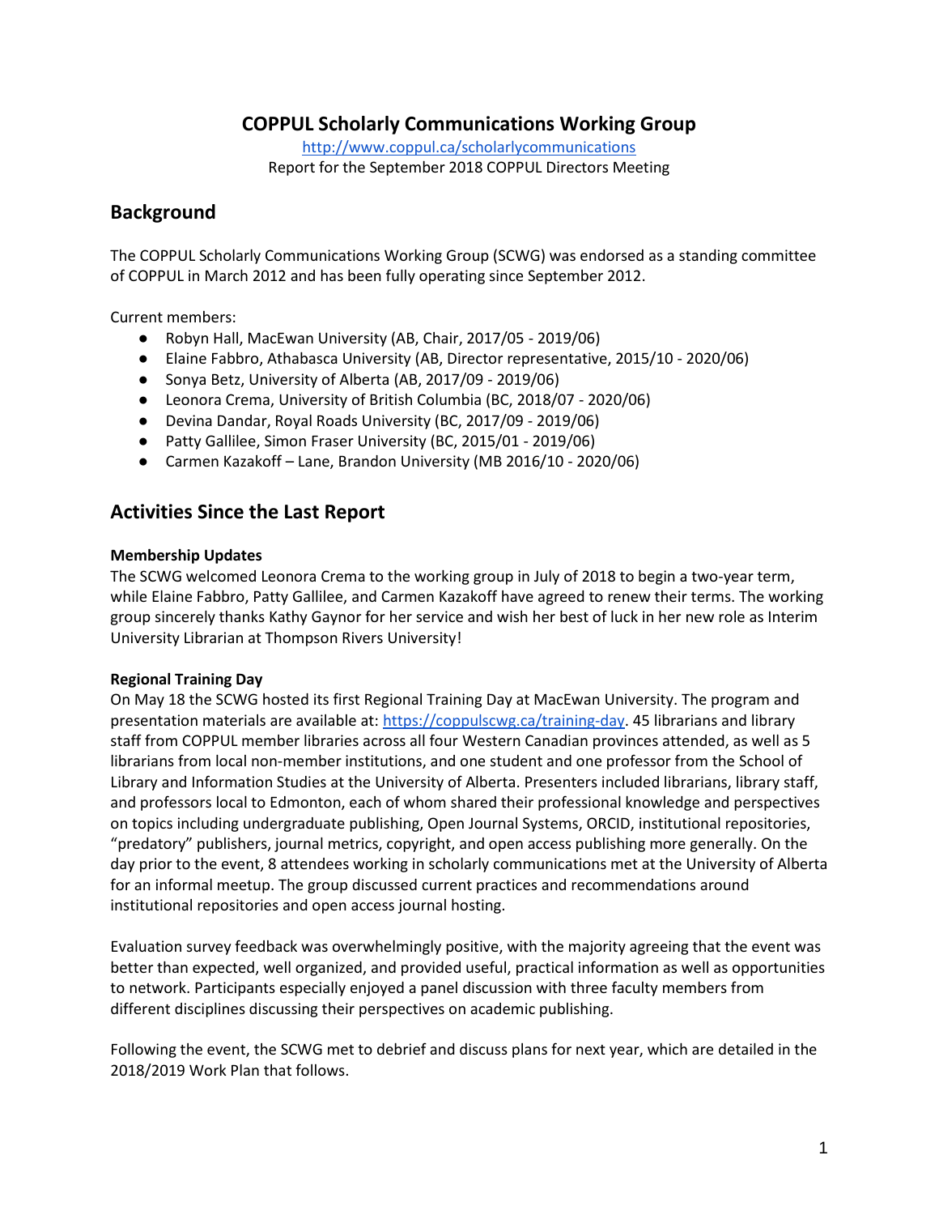# COPPUL Scholarly Communications Working Group

http://www.coppul.ca/scholarlycommunications

Report for the September 2018 COPPUL Directors Meeting

## Background

The COPPUL Scholarly Communications Working Group (SCWG) was endorsed as a standing committee of COPPUL in March 2012 and has been fully operating since September 2012.

Current members:

- Robyn Hall, MacEwan University (AB, Chair, 2017/05 - 2019/06)
- Elaine Fabbro, Athabasca University (AB, Director representative, 2015/10 - 2020/06)
- Sonya Betz, University of Alberta (AB, 2017/09 - 2019/06)
- Leonora Crema, University of British Columbia (BC, 2018/07 - 2020/06)
- Devina Dandar, Royal Roads University (BC, 2017/09 - 2019/06)
- Patty Gallilee, Simon Fraser University (BC, 2015/01 - 2019/06)
- Carmen Kazakoff – Lane, Brandon University (MB 2016/10 - 2020/06)

## Activities Since the Last Report

### Membership Updates

The SCWG welcomed Leonora Crema to the working group in July of 2018 to begin a two-year term, while Elaine Fabbro, Patty Gallilee, and Carmen Kazakoff have agreed to renew their terms. The working group sincerely thanks Kathy Gaynor for her service and wish her best of luck in her new role as Interim University Librarian at Thompson Rivers University!

### Regional Training Day

On May 18 the SCWG hosted its first Regional Training Day at MacEwan University. The program and presentation materials are available at: https://coppulscwg.ca/training-day. 45 librarians and library staff from COPPUL member libraries across all four Western Canadian provinces attended, as well as 5 librarians from local non-member institutions, and one student and one professor from the School of Library and Information Studies at the University of Alberta. Presenters included librarians, library staff, and professors local to Edmonton, each of whom shared their professional knowledge and perspectives on topics including undergraduate publishing, Open Journal Systems, ORCID, institutional repositories, "predatory" publishers, journal metrics, copyright, and open access publishing more generally. On the day prior to the event, 8 attendees working in scholarly communications met at the University of Alberta for an informal meetup. The group discussed current practices and recommendations around institutional repositories and open access journal hosting.

Evaluation survey feedback was overwhelmingly positive, with the majority agreeing that the event was better than expected, well organized, and provided useful, practical information as well as opportunities to network. Participants especially enjoyed a panel discussion with three faculty members from different disciplines discussing their perspectives on academic publishing.

Following the event, the SCWG met to debrief and discuss plans for next year, which are detailed in the 2018/2019 Work Plan that follows.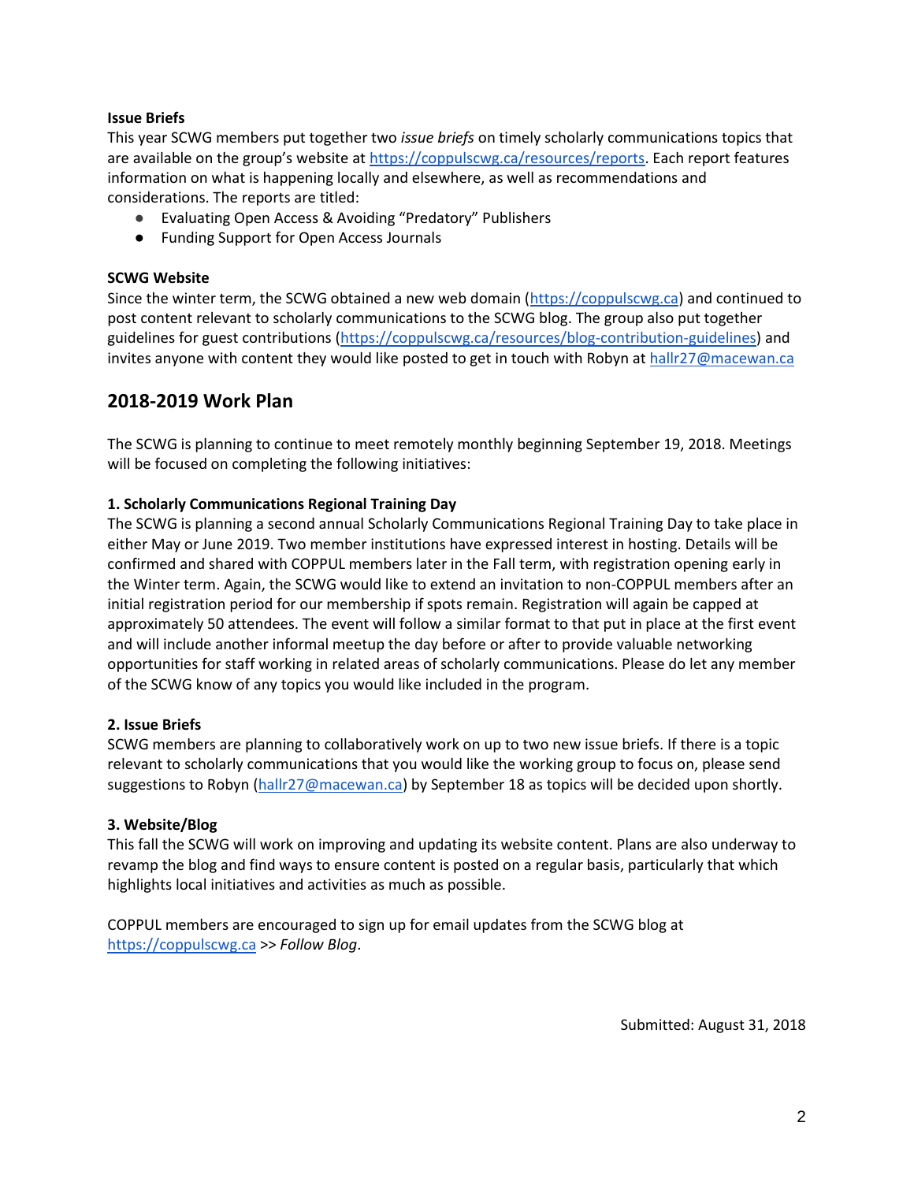**Issue Briefs**

This year SCWG members put together two *issue briefs* on timely scholarly communications topics that are available on the group's website at https://coppulscwg.ca/resources/reports. Each report features information on what is happening locally and elsewhere, as well as recommendations and considerations. The reports are titled:

- Evaluating Open Access & Avoiding "Predatory" Publishers
- Funding Support for Open Access Journals

**SCWG Website**

Since the winter term, the SCWG obtained a new web domain (https://coppulscwg.ca) and continued to post content relevant to scholarly communications to the SCWG blog. The group also put together guidelines for guest contributions (https://coppulscwg.ca/resources/blog-contribution-guidelines) and invites anyone with content they would like posted to get in touch with Robyn at hallr27@macewan.ca

## 2018-2019 Work Plan

The SCWG is planning to continue to meet remotely monthly beginning September 19, 2018. Meetings will be focused on completing the following initiatives:

**1. Scholarly Communications Regional Training Day**

The SCWG is planning a second annual Scholarly Communications Regional Training Day to take place in either May or June 2019. Two member institutions have expressed interest in hosting. Details will be confirmed and shared with COPPUL members later in the Fall term, with registration opening early in the Winter term. Again, the SCWG would like to extend an invitation to non-COPPUL members after an initial registration period for our membership if spots remain. Registration will again be capped at approximately 50 attendees. The event will follow a similar format to that put in place at the first event and will include another informal meetup the day before or after to provide valuable networking opportunities for staff working in related areas of scholarly communications. Please do let any member of the SCWG know of any topics you would like included in the program.

**2. Issue Briefs**

SCWG members are planning to collaboratively work on up to two new issue briefs. If there is a topic relevant to scholarly communications that you would like the working group to focus on, please send suggestions to Robyn (hallr27@macewan.ca) by September 18 as topics will be decided upon shortly.

**3. Website/Blog**

This fall the SCWG will work on improving and updating its website content. Plans are also underway to revamp the blog and find ways to ensure content is posted on a regular basis, particularly that which highlights local initiatives and activities as much as possible.

COPPUL members are encouraged to sign up for email updates from the SCWG blog at https://coppulscwg.ca >> *Follow Blog*.

Submitted: August 31, 2018